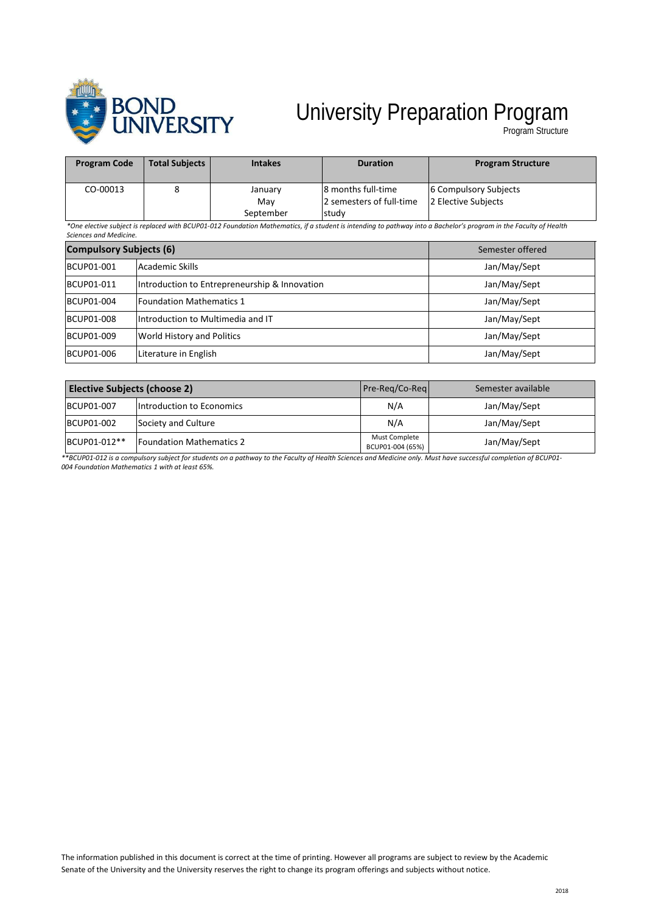# University Preparation Program

Program Structure

| Program Code | Total Subjects | Intakes | Duration | Program Structure |
|---|---|---|---|---|
| CO-00013 | 8 | January<br>May<br>September | 8 months full-time<br>2 semesters of full-time study | 6 Compulsory Subjects<br>2 Elective Subjects |

*\*One elective subject is replaced with BCUP01-012 Foundation Mathematics, if a student is intending to pathway into a Bachelor's program in the Faculty of Health Sciences and Medicine.*

| Compulsory Subjects (6) | | Semester offered |
|---|---|---|
| BCUP01-001 | Academic Skills | Jan/May/Sept |
| BCUP01-011 | Introduction to Entrepreneurship & Innovation | Jan/May/Sept |
| BCUP01-004 | Foundation Mathematics 1 | Jan/May/Sept |
| BCUP01-008 | Introduction to Multimedia and IT | Jan/May/Sept |
| BCUP01-009 | World History and Politics | Jan/May/Sept |
| BCUP01-006 | Literature in English | Jan/May/Sept |

| Elective Subjects (choose 2) | | Pre-Req/Co-Req | Semester available |
|---|---|---|---|
| BCUP01-007 | Introduction to Economics | N/A | Jan/May/Sept |
| BCUP01-002 | Society and Culture | N/A | Jan/May/Sept |
| BCUP01-012** | Foundation Mathematics 2 | Must Complete BCUP01-004 (65%) | Jan/May/Sept |

*\*\*BCUP01-012 is a compulsory subject for students on a pathway to the Faculty of Health Sciences and Medicine only. Must have successful completion of BCUP01-004 Foundation Mathematics 1 with at least 65%.*

The information published in this document is correct at the time of printing. However all programs are subject to review by the Academic Senate of the University and the University reserves the right to change its program offerings and subjects without notice.

2018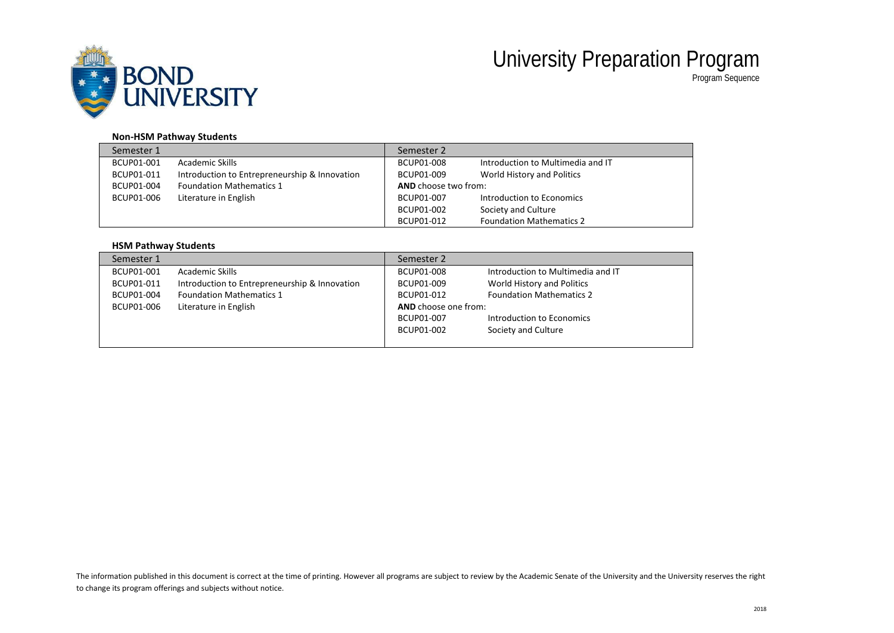# University Preparation Program

Program Sequence

**Non-HSM Pathway Students**

| Semester 1 | | Semester 2 | |
|---|---|---|---|
| BCUP01-001 | Academic Skills | BCUP01-008 | Introduction to Multimedia and IT |
| BCUP01-011 | Introduction to Entrepreneurship & Innovation | BCUP01-009 | World History and Politics |
| BCUP01-004 | Foundation Mathematics 1 | **AND** choose two from: | |
| BCUP01-006 | Literature in English | BCUP01-007 | Introduction to Economics |
| | | BCUP01-002 | Society and Culture |
| | | BCUP01-012 | Foundation Mathematics 2 |

**HSM Pathway Students**

| Semester 1 | | Semester 2 | |
|---|---|---|---|
| BCUP01-001 | Academic Skills | BCUP01-008 | Introduction to Multimedia and IT |
| BCUP01-011 | Introduction to Entrepreneurship & Innovation | BCUP01-009 | World History and Politics |
| BCUP01-004 | Foundation Mathematics 1 | BCUP01-012 | Foundation Mathematics 2 |
| BCUP01-006 | Literature in English | **AND** choose one from: | |
| | | BCUP01-007 | Introduction to Economics |
| | | BCUP01-002 | Society and Culture |

The information published in this document is correct at the time of printing. However all programs are subject to review by the Academic Senate of the University and the University reserves the right to change its program offerings and subjects without notice.

2018